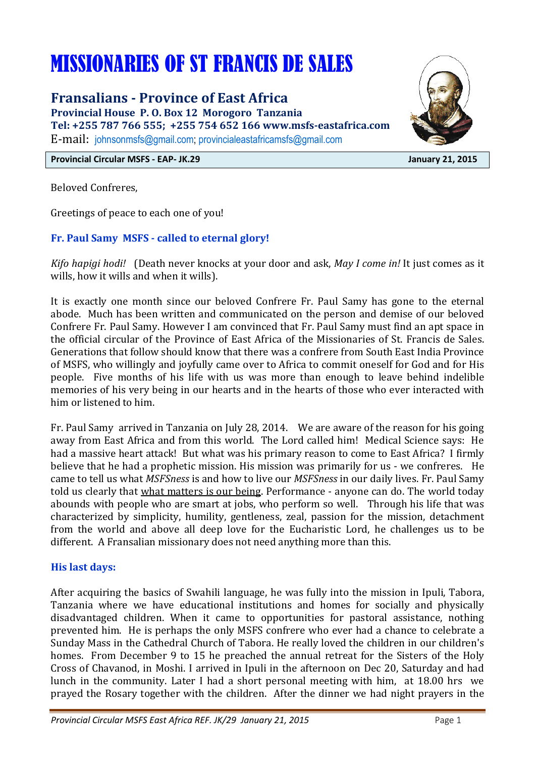# MISSIONARIES OF ST FRANCIS DE SALES

## Fransalians - Province of East Africa

**Provincial House P. O. Box 12 Morogoro Tanzania**
**Tel: +255 787 766 555; +255 754 652 166 www.msfs-eastafrica.com**
E-mail: johnsonmsfs@gmail.com; provincialeastafricamsfs@gmail.com

**Provincial Circular MSFS - EAP- JK.29** **January 21, 2015**

Beloved Confreres,

Greetings of peace to each one of you!

### Fr. Paul Samy MSFS - called to eternal glory!

*Kifo hapigi hodi!* (Death never knocks at your door and ask, *May I come in!* It just comes as it wills, how it wills and when it wills).

It is exactly one month since our beloved Confrere Fr. Paul Samy has gone to the eternal abode. Much has been written and communicated on the person and demise of our beloved Confrere Fr. Paul Samy. However I am convinced that Fr. Paul Samy must find an apt space in the official circular of the Province of East Africa of the Missionaries of St. Francis de Sales. Generations that follow should know that there was a confrere from South East India Province of MSFS, who willingly and joyfully came over to Africa to commit oneself for God and for His people. Five months of his life with us was more than enough to leave behind indelible memories of his very being in our hearts and in the hearts of those who ever interacted with him or listened to him.

Fr. Paul Samy arrived in Tanzania on July 28, 2014. We are aware of the reason for his going away from East Africa and from this world. The Lord called him! Medical Science says: He had a massive heart attack! But what was his primary reason to come to East Africa? I firmly believe that he had a prophetic mission. His mission was primarily for us - we confreres. He came to tell us what *MSFSness* is and how to live our *MSFSness* in our daily lives. Fr. Paul Samy told us clearly that <u>what matters is our being</u>. Performance - anyone can do. The world today abounds with people who are smart at jobs, who perform so well. Through his life that was characterized by simplicity, humility, gentleness, zeal, passion for the mission, detachment from the world and above all deep love for the Eucharistic Lord, he challenges us to be different. A Fransalian missionary does not need anything more than this.

### His last days:

After acquiring the basics of Swahili language, he was fully into the mission in Ipuli, Tabora, Tanzania where we have educational institutions and homes for socially and physically disadvantaged children. When it came to opportunities for pastoral assistance, nothing prevented him. He is perhaps the only MSFS confrere who ever had a chance to celebrate a Sunday Mass in the Cathedral Church of Tabora. He really loved the children in our children's homes. From December 9 to 15 he preached the annual retreat for the Sisters of the Holy Cross of Chavanod, in Moshi. I arrived in Ipuli in the afternoon on Dec 20, Saturday and had lunch in the community. Later I had a short personal meeting with him, at 18.00 hrs we prayed the Rosary together with the children. After the dinner we had night prayers in the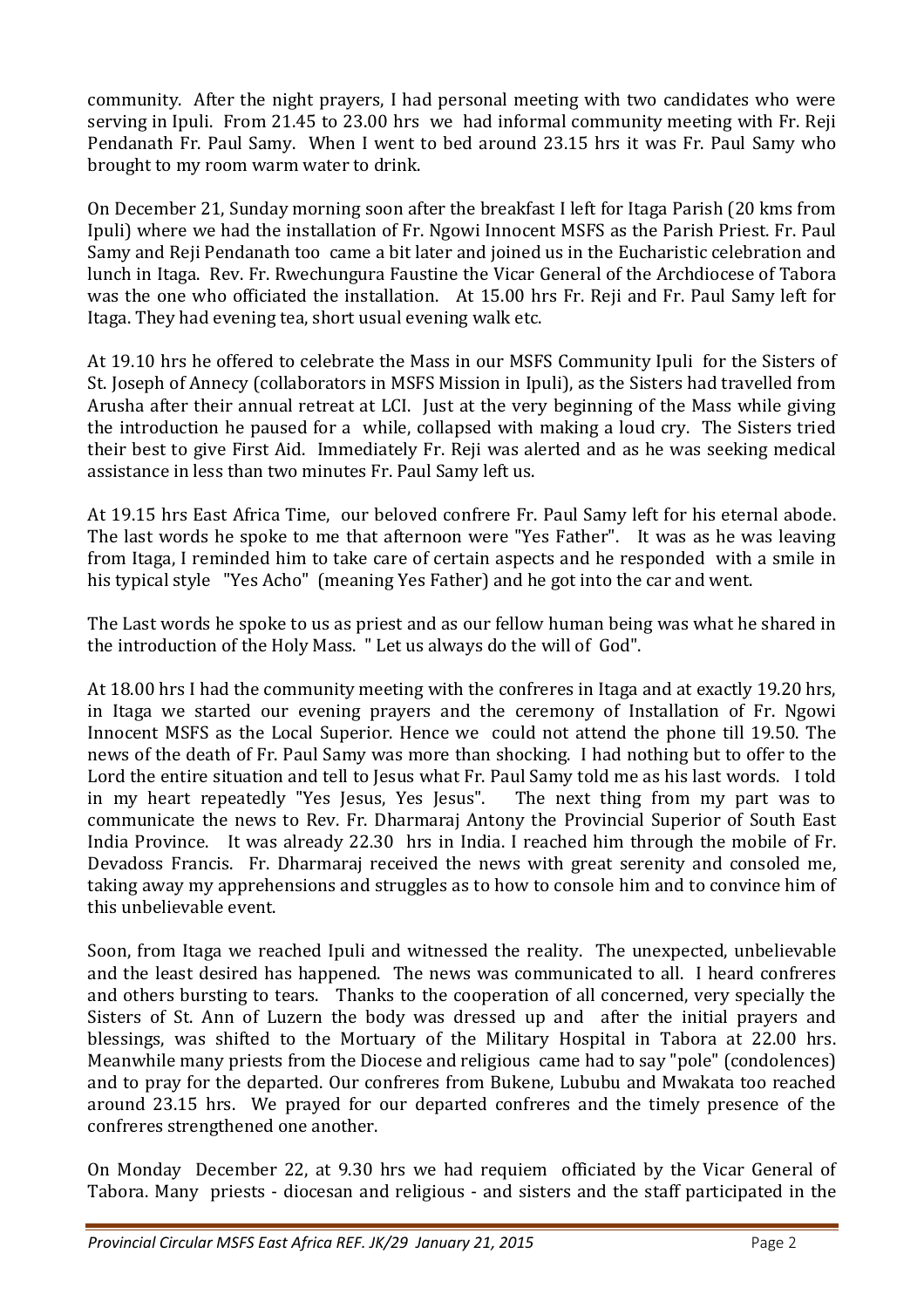community. After the night prayers, I had personal meeting with two candidates who were serving in Ipuli. From 21.45 to 23.00 hrs we had informal community meeting with Fr. Reji Pendanath Fr. Paul Samy. When I went to bed around 23.15 hrs it was Fr. Paul Samy who brought to my room warm water to drink.

On December 21, Sunday morning soon after the breakfast I left for Itaga Parish (20 kms from Ipuli) where we had the installation of Fr. Ngowi Innocent MSFS as the Parish Priest. Fr. Paul Samy and Reji Pendanath too came a bit later and joined us in the Eucharistic celebration and lunch in Itaga. Rev. Fr. Rwechungura Faustine the Vicar General of the Archdiocese of Tabora was the one who officiated the installation. At 15.00 hrs Fr. Reji and Fr. Paul Samy left for Itaga. They had evening tea, short usual evening walk etc.

At 19.10 hrs he offered to celebrate the Mass in our MSFS Community Ipuli for the Sisters of St. Joseph of Annecy (collaborators in MSFS Mission in Ipuli), as the Sisters had travelled from Arusha after their annual retreat at LCI. Just at the very beginning of the Mass while giving the introduction he paused for a while, collapsed with making a loud cry. The Sisters tried their best to give First Aid. Immediately Fr. Reji was alerted and as he was seeking medical assistance in less than two minutes Fr. Paul Samy left us.

At 19.15 hrs East Africa Time, our beloved confrere Fr. Paul Samy left for his eternal abode. The last words he spoke to me that afternoon were "Yes Father". It was as he was leaving from Itaga, I reminded him to take care of certain aspects and he responded with a smile in his typical style "Yes Acho" (meaning Yes Father) and he got into the car and went.

The Last words he spoke to us as priest and as our fellow human being was what he shared in the introduction of the Holy Mass. " Let us always do the will of God".

At 18.00 hrs I had the community meeting with the confreres in Itaga and at exactly 19.20 hrs, in Itaga we started our evening prayers and the ceremony of Installation of Fr. Ngowi Innocent MSFS as the Local Superior. Hence we could not attend the phone till 19.50. The news of the death of Fr. Paul Samy was more than shocking. I had nothing but to offer to the Lord the entire situation and tell to Jesus what Fr. Paul Samy told me as his last words. I told in my heart repeatedly "Yes Jesus, Yes Jesus". The next thing from my part was to communicate the news to Rev. Fr. Dharmaraj Antony the Provincial Superior of South East India Province. It was already 22.30 hrs in India. I reached him through the mobile of Fr. Devadoss Francis. Fr. Dharmaraj received the news with great serenity and consoled me, taking away my apprehensions and struggles as to how to console him and to convince him of this unbelievable event.

Soon, from Itaga we reached Ipuli and witnessed the reality. The unexpected, unbelievable and the least desired has happened. The news was communicated to all. I heard confreres and others bursting to tears. Thanks to the cooperation of all concerned, very specially the Sisters of St. Ann of Luzern the body was dressed up and after the initial prayers and blessings, was shifted to the Mortuary of the Military Hospital in Tabora at 22.00 hrs. Meanwhile many priests from the Diocese and religious came had to say "pole" (condolences) and to pray for the departed. Our confreres from Bukene, Lububu and Mwakata too reached around 23.15 hrs. We prayed for our departed confreres and the timely presence of the confreres strengthened one another.

On Monday December 22, at 9.30 hrs we had requiem officiated by the Vicar General of Tabora. Many priests - diocesan and religious - and sisters and the staff participated in the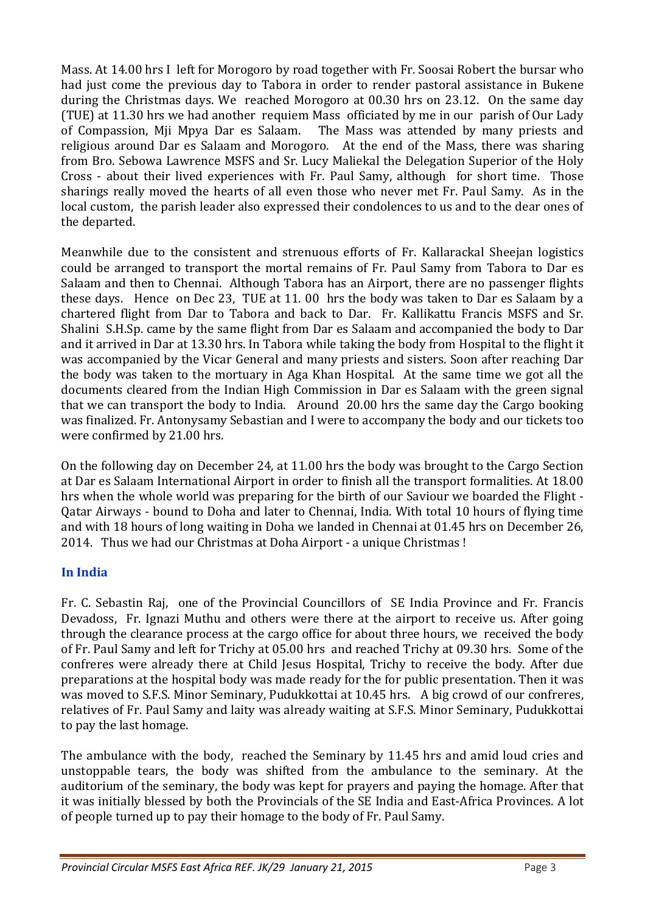Mass. At 14.00 hrs I left for Morogoro by road together with Fr. Soosai Robert the bursar who had just come the previous day to Tabora in order to render pastoral assistance in Bukene during the Christmas days. We reached Morogoro at 00.30 hrs on 23.12. On the same day (TUE) at 11.30 hrs we had another requiem Mass officiated by me in our parish of Our Lady of Compassion, Mji Mpya Dar es Salaam. The Mass was attended by many priests and religious around Dar es Salaam and Morogoro. At the end of the Mass, there was sharing from Bro. Sebowa Lawrence MSFS and Sr. Lucy Maliekal the Delegation Superior of the Holy Cross - about their lived experiences with Fr. Paul Samy, although for short time. Those sharings really moved the hearts of all even those who never met Fr. Paul Samy. As in the local custom, the parish leader also expressed their condolences to us and to the dear ones of the departed.

Meanwhile due to the consistent and strenuous efforts of Fr. Kallarackal Sheejan logistics could be arranged to transport the mortal remains of Fr. Paul Samy from Tabora to Dar es Salaam and then to Chennai. Although Tabora has an Airport, there are no passenger flights these days. Hence on Dec 23, TUE at 11. 00 hrs the body was taken to Dar es Salaam by a chartered flight from Dar to Tabora and back to Dar. Fr. Kallikattu Francis MSFS and Sr. Shalini S.H.Sp. came by the same flight from Dar es Salaam and accompanied the body to Dar and it arrived in Dar at 13.30 hrs. In Tabora while taking the body from Hospital to the flight it was accompanied by the Vicar General and many priests and sisters. Soon after reaching Dar the body was taken to the mortuary in Aga Khan Hospital. At the same time we got all the documents cleared from the Indian High Commission in Dar es Salaam with the green signal that we can transport the body to India. Around 20.00 hrs the same day the Cargo booking was finalized. Fr. Antonysamy Sebastian and I were to accompany the body and our tickets too were confirmed by 21.00 hrs.

On the following day on December 24, at 11.00 hrs the body was brought to the Cargo Section at Dar es Salaam International Airport in order to finish all the transport formalities. At 18.00 hrs when the whole world was preparing for the birth of our Saviour we boarded the Flight - Qatar Airways - bound to Doha and later to Chennai, India. With total 10 hours of flying time and with 18 hours of long waiting in Doha we landed in Chennai at 01.45 hrs on December 26, 2014. Thus we had our Christmas at Doha Airport - a unique Christmas !

## In India

Fr. C. Sebastin Raj, one of the Provincial Councillors of SE India Province and Fr. Francis Devadoss, Fr. Ignazi Muthu and others were there at the airport to receive us. After going through the clearance process at the cargo office for about three hours, we received the body of Fr. Paul Samy and left for Trichy at 05.00 hrs and reached Trichy at 09.30 hrs. Some of the confreres were already there at Child Jesus Hospital, Trichy to receive the body. After due preparations at the hospital body was made ready for the for public presentation. Then it was was moved to S.F.S. Minor Seminary, Pudukkottai at 10.45 hrs. A big crowd of our confreres, relatives of Fr. Paul Samy and laity was already waiting at S.F.S. Minor Seminary, Pudukkottai to pay the last homage.

The ambulance with the body, reached the Seminary by 11.45 hrs and amid loud cries and unstoppable tears, the body was shifted from the ambulance to the seminary. At the auditorium of the seminary, the body was kept for prayers and paying the homage. After that it was initially blessed by both the Provincials of the SE India and East-Africa Provinces. A lot of people turned up to pay their homage to the body of Fr. Paul Samy.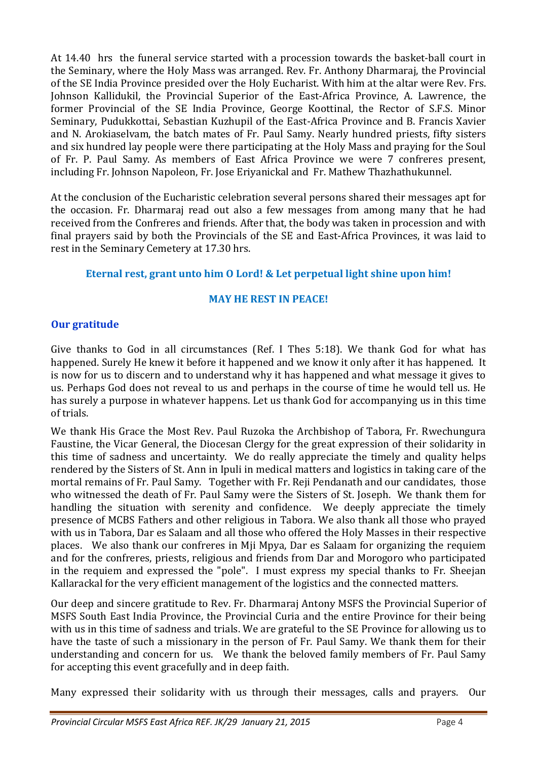At 14.40 hrs the funeral service started with a procession towards the basket-ball court in the Seminary, where the Holy Mass was arranged. Rev. Fr. Anthony Dharmaraj, the Provincial of the SE India Province presided over the Holy Eucharist. With him at the altar were Rev. Frs. Johnson Kallidukil, the Provincial Superior of the East-Africa Province, A. Lawrence, the former Provincial of the SE India Province, George Koottinal, the Rector of S.F.S. Minor Seminary, Pudukkottai, Sebastian Kuzhupil of the East-Africa Province and B. Francis Xavier and N. Arokiaselvam, the batch mates of Fr. Paul Samy. Nearly hundred priests, fifty sisters and six hundred lay people were there participating at the Holy Mass and praying for the Soul of Fr. P. Paul Samy. As members of East Africa Province we were 7 confreres present, including Fr. Johnson Napoleon, Fr. Jose Eriyanickal and Fr. Mathew Thazhathukunnel.

At the conclusion of the Eucharistic celebration several persons shared their messages apt for the occasion. Fr. Dharmaraj read out also a few messages from among many that he had received from the Confreres and friends. After that, the body was taken in procession and with final prayers said by both the Provincials of the SE and East-Africa Provinces, it was laid to rest in the Seminary Cemetery at 17.30 hrs.

**Eternal rest, grant unto him O Lord! & Let perpetual light shine upon him!**

**MAY HE REST IN PEACE!**

## Our gratitude

Give thanks to God in all circumstances (Ref. I Thes 5:18). We thank God for what has happened. Surely He knew it before it happened and we know it only after it has happened. It is now for us to discern and to understand why it has happened and what message it gives to us. Perhaps God does not reveal to us and perhaps in the course of time he would tell us. He has surely a purpose in whatever happens. Let us thank God for accompanying us in this time of trials.

We thank His Grace the Most Rev. Paul Ruzoka the Archbishop of Tabora, Fr. Rwechungura Faustine, the Vicar General, the Diocesan Clergy for the great expression of their solidarity in this time of sadness and uncertainty. We do really appreciate the timely and quality helps rendered by the Sisters of St. Ann in Ipuli in medical matters and logistics in taking care of the mortal remains of Fr. Paul Samy. Together with Fr. Reji Pendanath and our candidates, those who witnessed the death of Fr. Paul Samy were the Sisters of St. Joseph. We thank them for handling the situation with serenity and confidence. We deeply appreciate the timely presence of MCBS Fathers and other religious in Tabora. We also thank all those who prayed with us in Tabora, Dar es Salaam and all those who offered the Holy Masses in their respective places. We also thank our confreres in Mji Mpya, Dar es Salaam for organizing the requiem and for the confreres, priests, religious and friends from Dar and Morogoro who participated in the requiem and expressed the "pole". I must express my special thanks to Fr. Sheejan Kallarackal for the very efficient management of the logistics and the connected matters.

Our deep and sincere gratitude to Rev. Fr. Dharmaraj Antony MSFS the Provincial Superior of MSFS South East India Province, the Provincial Curia and the entire Province for their being with us in this time of sadness and trials. We are grateful to the SE Province for allowing us to have the taste of such a missionary in the person of Fr. Paul Samy. We thank them for their understanding and concern for us. We thank the beloved family members of Fr. Paul Samy for accepting this event gracefully and in deep faith.

Many expressed their solidarity with us through their messages, calls and prayers. Our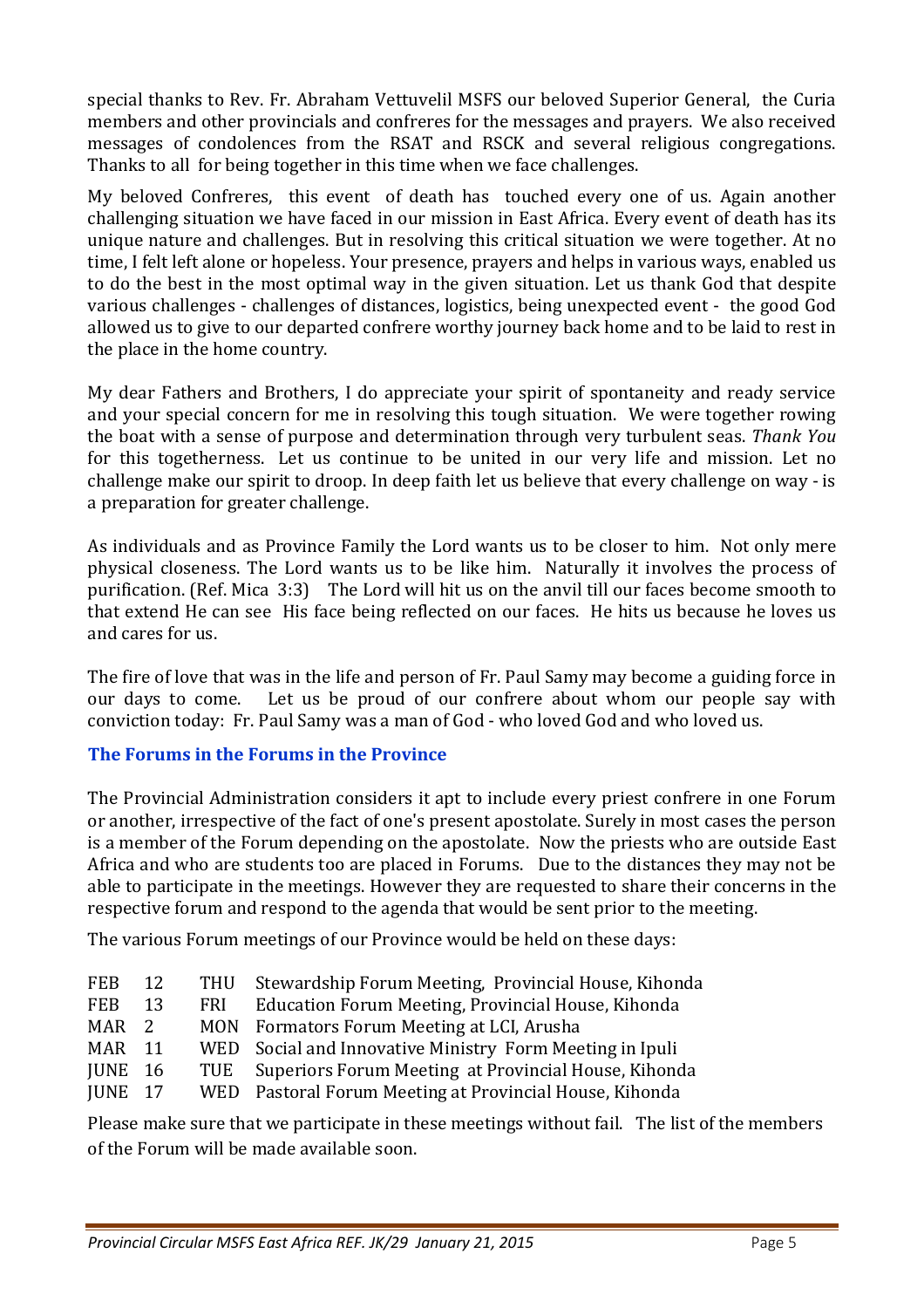special thanks to Rev. Fr. Abraham Vettuvelil MSFS our beloved Superior General, the Curia members and other provincials and confreres for the messages and prayers. We also received messages of condolences from the RSAT and RSCK and several religious congregations. Thanks to all for being together in this time when we face challenges.

My beloved Confreres, this event of death has touched every one of us. Again another challenging situation we have faced in our mission in East Africa. Every event of death has its unique nature and challenges. But in resolving this critical situation we were together. At no time, I felt left alone or hopeless. Your presence, prayers and helps in various ways, enabled us to do the best in the most optimal way in the given situation. Let us thank God that despite various challenges - challenges of distances, logistics, being unexpected event - the good God allowed us to give to our departed confrere worthy journey back home and to be laid to rest in the place in the home country.

My dear Fathers and Brothers, I do appreciate your spirit of spontaneity and ready service and your special concern for me in resolving this tough situation. We were together rowing the boat with a sense of purpose and determination through very turbulent seas. *Thank You* for this togetherness. Let us continue to be united in our very life and mission. Let no challenge make our spirit to droop. In deep faith let us believe that every challenge on way - is a preparation for greater challenge.

As individuals and as Province Family the Lord wants us to be closer to him. Not only mere physical closeness. The Lord wants us to be like him. Naturally it involves the process of purification. (Ref. Mica 3:3) The Lord will hit us on the anvil till our faces become smooth to that extend He can see His face being reflected on our faces. He hits us because he loves us and cares for us.

The fire of love that was in the life and person of Fr. Paul Samy may become a guiding force in our days to come. Let us be proud of our confrere about whom our people say with conviction today: Fr. Paul Samy was a man of God - who loved God and who loved us.

## The Forums in the Forums in the Province

The Provincial Administration considers it apt to include every priest confrere in one Forum or another, irrespective of the fact of one's present apostolate. Surely in most cases the person is a member of the Forum depending on the apostolate. Now the priests who are outside East Africa and who are students too are placed in Forums. Due to the distances they may not be able to participate in the meetings. However they are requested to share their concerns in the respective forum and respond to the agenda that would be sent prior to the meeting.

The various Forum meetings of our Province would be held on these days:

| | | | |
|---|---|---|---|
| FEB | 12 | THU | Stewardship Forum Meeting, Provincial House, Kihonda |
| FEB | 13 | FRI | Education Forum Meeting, Provincial House, Kihonda |
| MAR | 2 | MON | Formators Forum Meeting at LCI, Arusha |
| MAR | 11 | WED | Social and Innovative Ministry Form Meeting in Ipuli |
| JUNE | 16 | TUE | Superiors Forum Meeting at Provincial House, Kihonda |
| JUNE | 17 | WED | Pastoral Forum Meeting at Provincial House, Kihonda |

Please make sure that we participate in these meetings without fail. The list of the members of the Forum will be made available soon.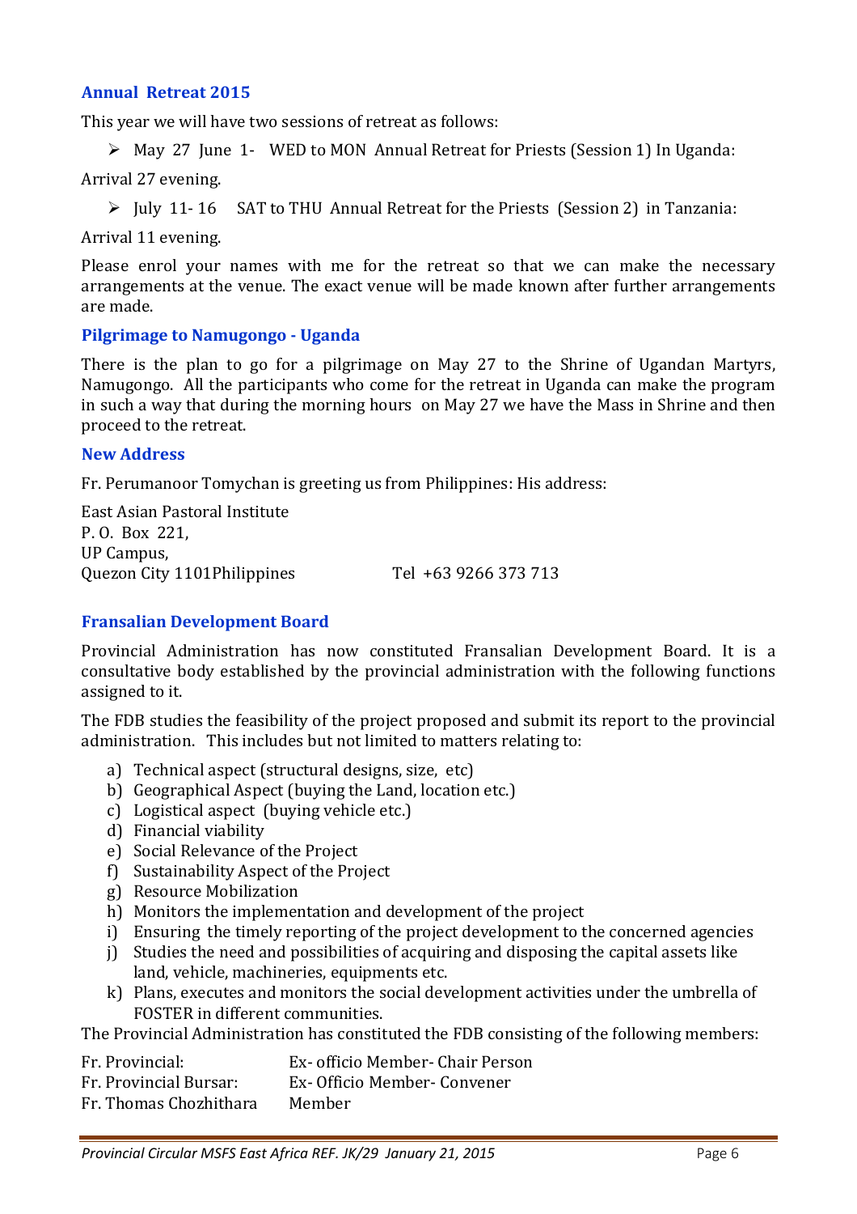## Annual Retreat 2015

This year we will have two sessions of retreat as follows:

- May 27 June 1- WED to MON Annual Retreat for Priests (Session 1) In Uganda:

Arrival 27 evening.

- July 11- 16 SAT to THU Annual Retreat for the Priests (Session 2) in Tanzania:

Arrival 11 evening.

Please enrol your names with me for the retreat so that we can make the necessary arrangements at the venue. The exact venue will be made known after further arrangements are made.

## Pilgrimage to Namugongo - Uganda

There is the plan to go for a pilgrimage on May 27 to the Shrine of Ugandan Martyrs, Namugongo. All the participants who come for the retreat in Uganda can make the program in such a way that during the morning hours on May 27 we have the Mass in Shrine and then proceed to the retreat.

## New Address

Fr. Perumanoor Tomychan is greeting us from Philippines: His address:

East Asian Pastoral Institute
P. O. Box 221,
UP Campus,
Quezon City 1101Philippines Tel +63 9266 373 713

## Fransalian Development Board

Provincial Administration has now constituted Fransalian Development Board. It is a consultative body established by the provincial administration with the following functions assigned to it.

The FDB studies the feasibility of the project proposed and submit its report to the provincial administration. This includes but not limited to matters relating to:

a) Technical aspect (structural designs, size, etc)
b) Geographical Aspect (buying the Land, location etc.)
c) Logistical aspect (buying vehicle etc.)
d) Financial viability
e) Social Relevance of the Project
f) Sustainability Aspect of the Project
g) Resource Mobilization
h) Monitors the implementation and development of the project
i) Ensuring the timely reporting of the project development to the concerned agencies
j) Studies the need and possibilities of acquiring and disposing the capital assets like land, vehicle, machineries, equipments etc.
k) Plans, executes and monitors the social development activities under the umbrella of FOSTER in different communities.

The Provincial Administration has constituted the FDB consisting of the following members:

| | |
|---|---|
| Fr. Provincial: | Ex- officio Member- Chair Person |
| Fr. Provincial Bursar: | Ex- Officio Member- Convener |
| Fr. Thomas Chozhithara | Member |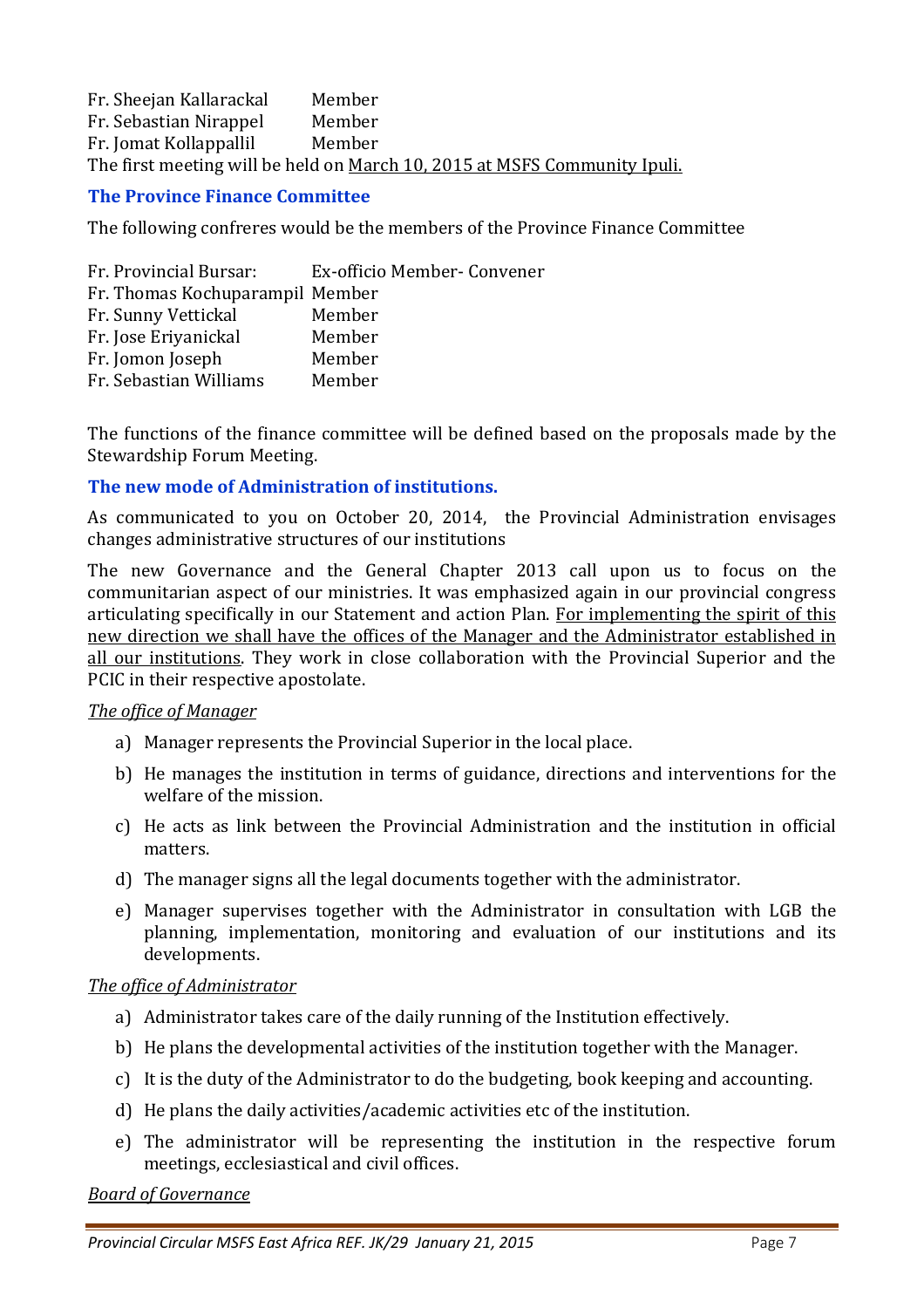Fr. Sheejan Kallarackal Member
Fr. Sebastian Nirappel Member
Fr. Jomat Kollappallil Member
The first meeting will be held on March 10, 2015 at MSFS Community Ipuli.

### The Province Finance Committee

The following confreres would be the members of the Province Finance Committee

| | |
|---|---|
| Fr. Provincial Bursar: | Ex-officio Member- Convener |
| Fr. Thomas Kochuparampil | Member |
| Fr. Sunny Vettickal | Member |
| Fr. Jose Eriyanickal | Member |
| Fr. Jomon Joseph | Member |
| Fr. Sebastian Williams | Member |

The functions of the finance committee will be defined based on the proposals made by the Stewardship Forum Meeting.

### The new mode of Administration of institutions.

As communicated to you on October 20, 2014, the Provincial Administration envisages changes administrative structures of our institutions

The new Governance and the General Chapter 2013 call upon us to focus on the communitarian aspect of our ministries. It was emphasized again in our provincial congress articulating specifically in our Statement and action Plan. For implementing the spirit of this new direction we shall have the offices of the Manager and the Administrator established in all our institutions. They work in close collaboration with the Provincial Superior and the PCIC in their respective apostolate.

*The office of Manager*

a) Manager represents the Provincial Superior in the local place.
b) He manages the institution in terms of guidance, directions and interventions for the welfare of the mission.
c) He acts as link between the Provincial Administration and the institution in official matters.
d) The manager signs all the legal documents together with the administrator.
e) Manager supervises together with the Administrator in consultation with LGB the planning, implementation, monitoring and evaluation of our institutions and its developments.

*The office of Administrator*

a) Administrator takes care of the daily running of the Institution effectively.
b) He plans the developmental activities of the institution together with the Manager.
c) It is the duty of the Administrator to do the budgeting, book keeping and accounting.
d) He plans the daily activities/academic activities etc of the institution.
e) The administrator will be representing the institution in the respective forum meetings, ecclesiastical and civil offices.

*Board of Governance*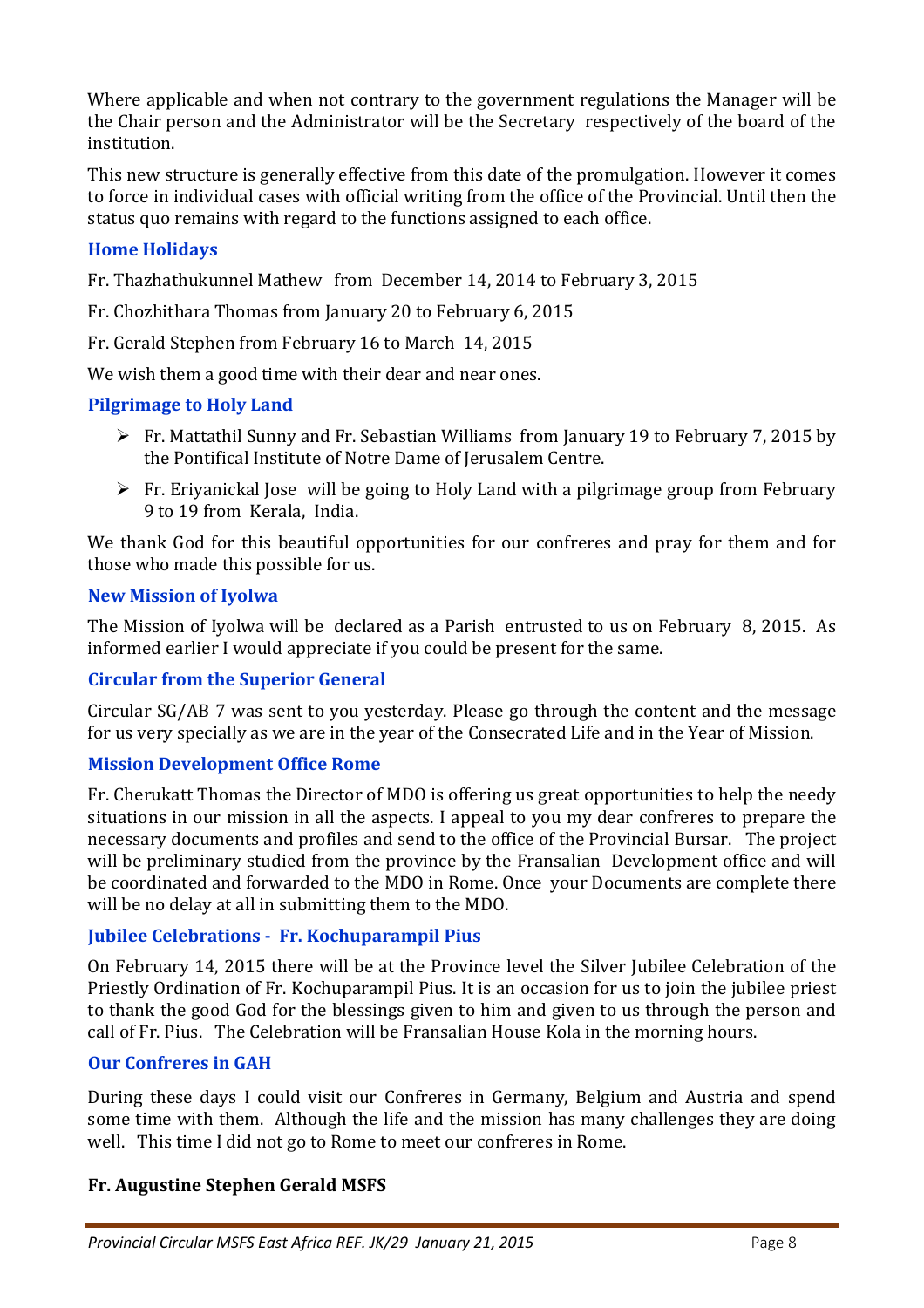Where applicable and when not contrary to the government regulations the Manager will be the Chair person and the Administrator will be the Secretary respectively of the board of the institution.

This new structure is generally effective from this date of the promulgation. However it comes to force in individual cases with official writing from the office of the Provincial. Until then the status quo remains with regard to the functions assigned to each office.

### Home Holidays

Fr. Thazhathukunnel Mathew from December 14, 2014 to February 3, 2015

Fr. Chozhithara Thomas from January 20 to February 6, 2015

Fr. Gerald Stephen from February 16 to March 14, 2015

We wish them a good time with their dear and near ones.

### Pilgrimage to Holy Land

- Fr. Mattathil Sunny and Fr. Sebastian Williams from January 19 to February 7, 2015 by the Pontifical Institute of Notre Dame of Jerusalem Centre.
- Fr. Eriyanickal Jose will be going to Holy Land with a pilgrimage group from February 9 to 19 from Kerala, India.

We thank God for this beautiful opportunities for our confreres and pray for them and for those who made this possible for us.

### New Mission of Iyolwa

The Mission of Iyolwa will be declared as a Parish entrusted to us on February 8, 2015. As informed earlier I would appreciate if you could be present for the same.

### Circular from the Superior General

Circular SG/AB 7 was sent to you yesterday. Please go through the content and the message for us very specially as we are in the year of the Consecrated Life and in the Year of Mission.

### Mission Development Office Rome

Fr. Cherukatt Thomas the Director of MDO is offering us great opportunities to help the needy situations in our mission in all the aspects. I appeal to you my dear confreres to prepare the necessary documents and profiles and send to the office of the Provincial Bursar. The project will be preliminary studied from the province by the Fransalian Development office and will be coordinated and forwarded to the MDO in Rome. Once your Documents are complete there will be no delay at all in submitting them to the MDO.

### Jubilee Celebrations - Fr. Kochuparampil Pius

On February 14, 2015 there will be at the Province level the Silver Jubilee Celebration of the Priestly Ordination of Fr. Kochuparampil Pius. It is an occasion for us to join the jubilee priest to thank the good God for the blessings given to him and given to us through the person and call of Fr. Pius. The Celebration will be Fransalian House Kola in the morning hours.

### Our Confreres in GAH

During these days I could visit our Confreres in Germany, Belgium and Austria and spend some time with them. Although the life and the mission has many challenges they are doing well. This time I did not go to Rome to meet our confreres in Rome.

**Fr. Augustine Stephen Gerald MSFS**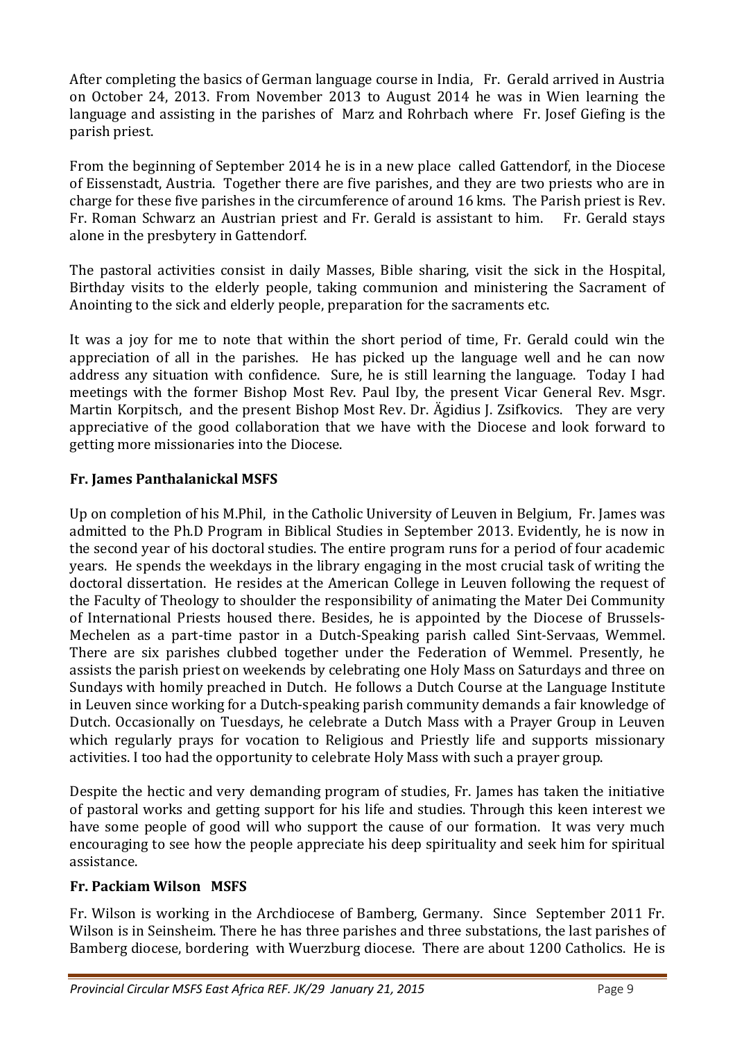After completing the basics of German language course in India, Fr. Gerald arrived in Austria on October 24, 2013. From November 2013 to August 2014 he was in Wien learning the language and assisting in the parishes of Marz and Rohrbach where Fr. Josef Giefing is the parish priest.

From the beginning of September 2014 he is in a new place called Gattendorf, in the Diocese of Eissenstadt, Austria. Together there are five parishes, and they are two priests who are in charge for these five parishes in the circumference of around 16 kms. The Parish priest is Rev. Fr. Roman Schwarz an Austrian priest and Fr. Gerald is assistant to him. Fr. Gerald stays alone in the presbytery in Gattendorf.

The pastoral activities consist in daily Masses, Bible sharing, visit the sick in the Hospital, Birthday visits to the elderly people, taking communion and ministering the Sacrament of Anointing to the sick and elderly people, preparation for the sacraments etc.

It was a joy for me to note that within the short period of time, Fr. Gerald could win the appreciation of all in the parishes. He has picked up the language well and he can now address any situation with confidence. Sure, he is still learning the language. Today I had meetings with the former Bishop Most Rev. Paul Iby, the present Vicar General Rev. Msgr. Martin Korpitsch, and the present Bishop Most Rev. Dr. Ägidius J. Zsifkovics. They are very appreciative of the good collaboration that we have with the Diocese and look forward to getting more missionaries into the Diocese.

**Fr. James Panthalanickal MSFS**

Up on completion of his M.Phil, in the Catholic University of Leuven in Belgium, Fr. James was admitted to the Ph.D Program in Biblical Studies in September 2013. Evidently, he is now in the second year of his doctoral studies. The entire program runs for a period of four academic years. He spends the weekdays in the library engaging in the most crucial task of writing the doctoral dissertation. He resides at the American College in Leuven following the request of the Faculty of Theology to shoulder the responsibility of animating the Mater Dei Community of International Priests housed there. Besides, he is appointed by the Diocese of Brussels-Mechelen as a part-time pastor in a Dutch-Speaking parish called Sint-Servaas, Wemmel. There are six parishes clubbed together under the Federation of Wemmel. Presently, he assists the parish priest on weekends by celebrating one Holy Mass on Saturdays and three on Sundays with homily preached in Dutch. He follows a Dutch Course at the Language Institute in Leuven since working for a Dutch-speaking parish community demands a fair knowledge of Dutch. Occasionally on Tuesdays, he celebrate a Dutch Mass with a Prayer Group in Leuven which regularly prays for vocation to Religious and Priestly life and supports missionary activities. I too had the opportunity to celebrate Holy Mass with such a prayer group.

Despite the hectic and very demanding program of studies, Fr. James has taken the initiative of pastoral works and getting support for his life and studies. Through this keen interest we have some people of good will who support the cause of our formation. It was very much encouraging to see how the people appreciate his deep spirituality and seek him for spiritual assistance.

**Fr. Packiam Wilson MSFS**

Fr. Wilson is working in the Archdiocese of Bamberg, Germany. Since September 2011 Fr. Wilson is in Seinsheim. There he has three parishes and three substations, the last parishes of Bamberg diocese, bordering with Wuerzburg diocese. There are about 1200 Catholics. He is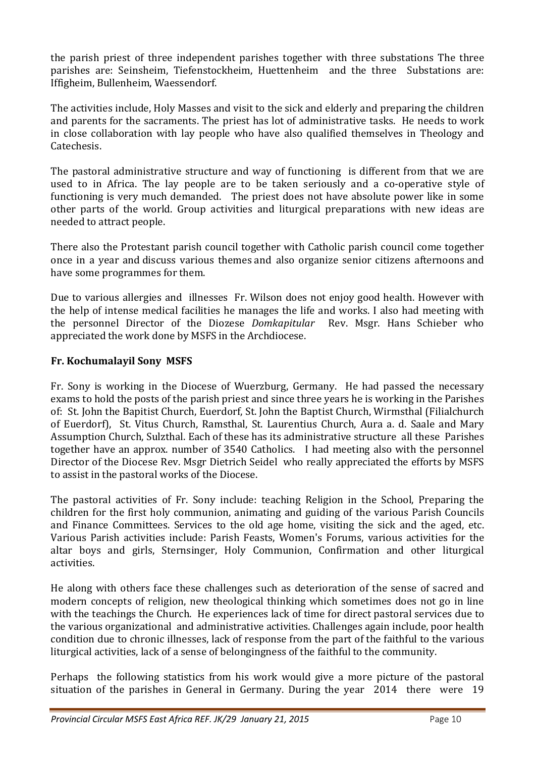the parish priest of three independent parishes together with three substations The three parishes are: Seinsheim, Tiefenstockheim, Huettenheim and the three Substations are: Iffigheim, Bullenheim, Waessendorf.

The activities include, Holy Masses and visit to the sick and elderly and preparing the children and parents for the sacraments. The priest has lot of administrative tasks. He needs to work in close collaboration with lay people who have also qualified themselves in Theology and Catechesis.

The pastoral administrative structure and way of functioning is different from that we are used to in Africa. The lay people are to be taken seriously and a co-operative style of functioning is very much demanded. The priest does not have absolute power like in some other parts of the world. Group activities and liturgical preparations with new ideas are needed to attract people.

There also the Protestant parish council together with Catholic parish council come together once in a year and discuss various themes and also organize senior citizens afternoons and have some programmes for them.

Due to various allergies and illnesses Fr. Wilson does not enjoy good health. However with the help of intense medical facilities he manages the life and works. I also had meeting with the personnel Director of the Diozese *Domkapitular* Rev. Msgr. Hans Schieber who appreciated the work done by MSFS in the Archdiocese.

**Fr. Kochumalayil Sony MSFS**

Fr. Sony is working in the Diocese of Wuerzburg, Germany. He had passed the necessary exams to hold the posts of the parish priest and since three years he is working in the Parishes of: St. John the Bapitist Church, Euerdorf, St. John the Baptist Church, Wirmsthal (Filialchurch of Euerdorf), St. Vitus Church, Ramsthal, St. Laurentius Church, Aura a. d. Saale and Mary Assumption Church, Sulzthal. Each of these has its administrative structure all these Parishes together have an approx. number of 3540 Catholics. I had meeting also with the personnel Director of the Diocese Rev. Msgr Dietrich Seidel who really appreciated the efforts by MSFS to assist in the pastoral works of the Diocese.

The pastoral activities of Fr. Sony include: teaching Religion in the School, Preparing the children for the first holy communion, animating and guiding of the various Parish Councils and Finance Committees. Services to the old age home, visiting the sick and the aged, etc. Various Parish activities include: Parish Feasts, Women's Forums, various activities for the altar boys and girls, Sternsinger, Holy Communion, Confirmation and other liturgical activities.

He along with others face these challenges such as deterioration of the sense of sacred and modern concepts of religion, new theological thinking which sometimes does not go in line with the teachings the Church. He experiences lack of time for direct pastoral services due to the various organizational and administrative activities. Challenges again include, poor health condition due to chronic illnesses, lack of response from the part of the faithful to the various liturgical activities, lack of a sense of belongingness of the faithful to the community.

Perhaps the following statistics from his work would give a more picture of the pastoral situation of the parishes in General in Germany. During the year 2014 there were 19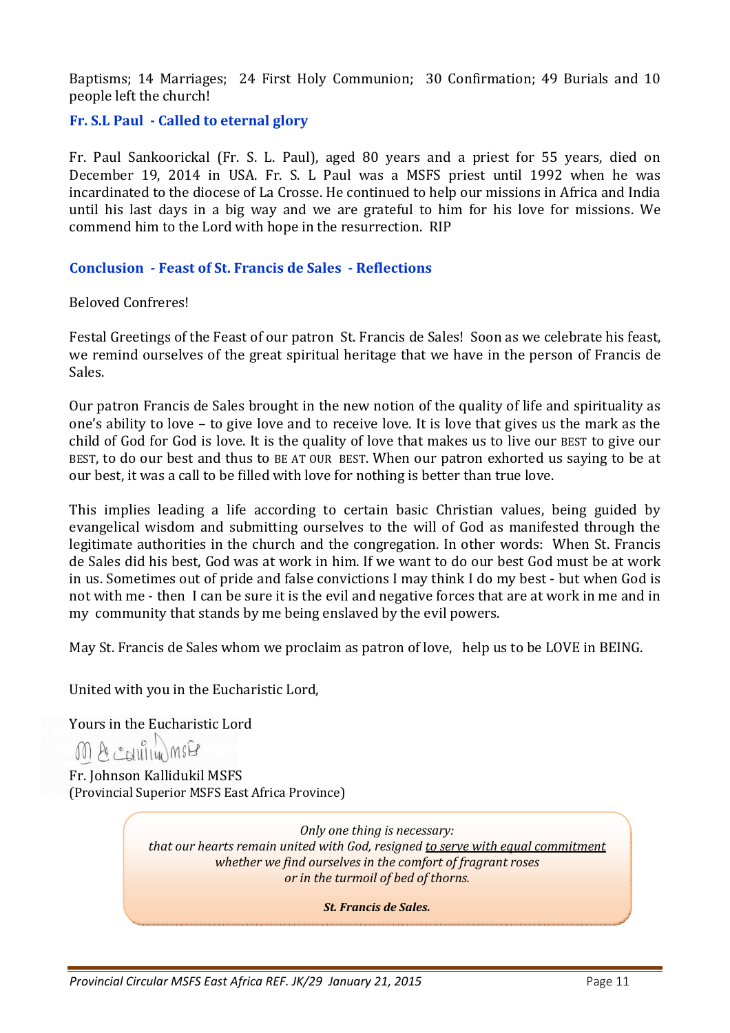Baptisms; 14 Marriages; 24 First Holy Communion; 30 Confirmation; 49 Burials and 10 people left the church!

### Fr. S.L Paul - Called to eternal glory

Fr. Paul Sankoorickal (Fr. S. L. Paul), aged 80 years and a priest for 55 years, died on December 19, 2014 in USA. Fr. S. L Paul was a MSFS priest until 1992 when he was incardinated to the diocese of La Crosse. He continued to help our missions in Africa and India until his last days in a big way and we are grateful to him for his love for missions. We commend him to the Lord with hope in the resurrection. RIP

### Conclusion - Feast of St. Francis de Sales - Reflections

Beloved Confreres!

Festal Greetings of the Feast of our patron St. Francis de Sales! Soon as we celebrate his feast, we remind ourselves of the great spiritual heritage that we have in the person of Francis de Sales.

Our patron Francis de Sales brought in the new notion of the quality of life and spirituality as one's ability to love – to give love and to receive love. It is love that gives us the mark as the child of God for God is love. It is the quality of love that makes us to live our BEST to give our BEST, to do our best and thus to BE AT OUR BEST. When our patron exhorted us saying to be at our best, it was a call to be filled with love for nothing is better than true love.

This implies leading a life according to certain basic Christian values, being guided by evangelical wisdom and submitting ourselves to the will of God as manifested through the legitimate authorities in the church and the congregation. In other words: When St. Francis de Sales did his best, God was at work in him. If we want to do our best God must be at work in us. Sometimes out of pride and false convictions I may think I do my best - but when God is not with me - then I can be sure it is the evil and negative forces that are at work in me and in my community that stands by me being enslaved by the evil powers.

May St. Francis de Sales whom we proclaim as patron of love, help us to be LOVE in BEING.

United with you in the Eucharistic Lord,

Yours in the Eucharistic Lord

Fr. Johnson Kallidukil MSFS
(Provincial Superior MSFS East Africa Province)

*Only one thing is necessary:*
*that our hearts remain united with God, resigned to serve with equal commitment*
*whether we find ourselves in the comfort of fragrant roses*
*or in the turmoil of bed of thorns.*

***St. Francis de Sales.***